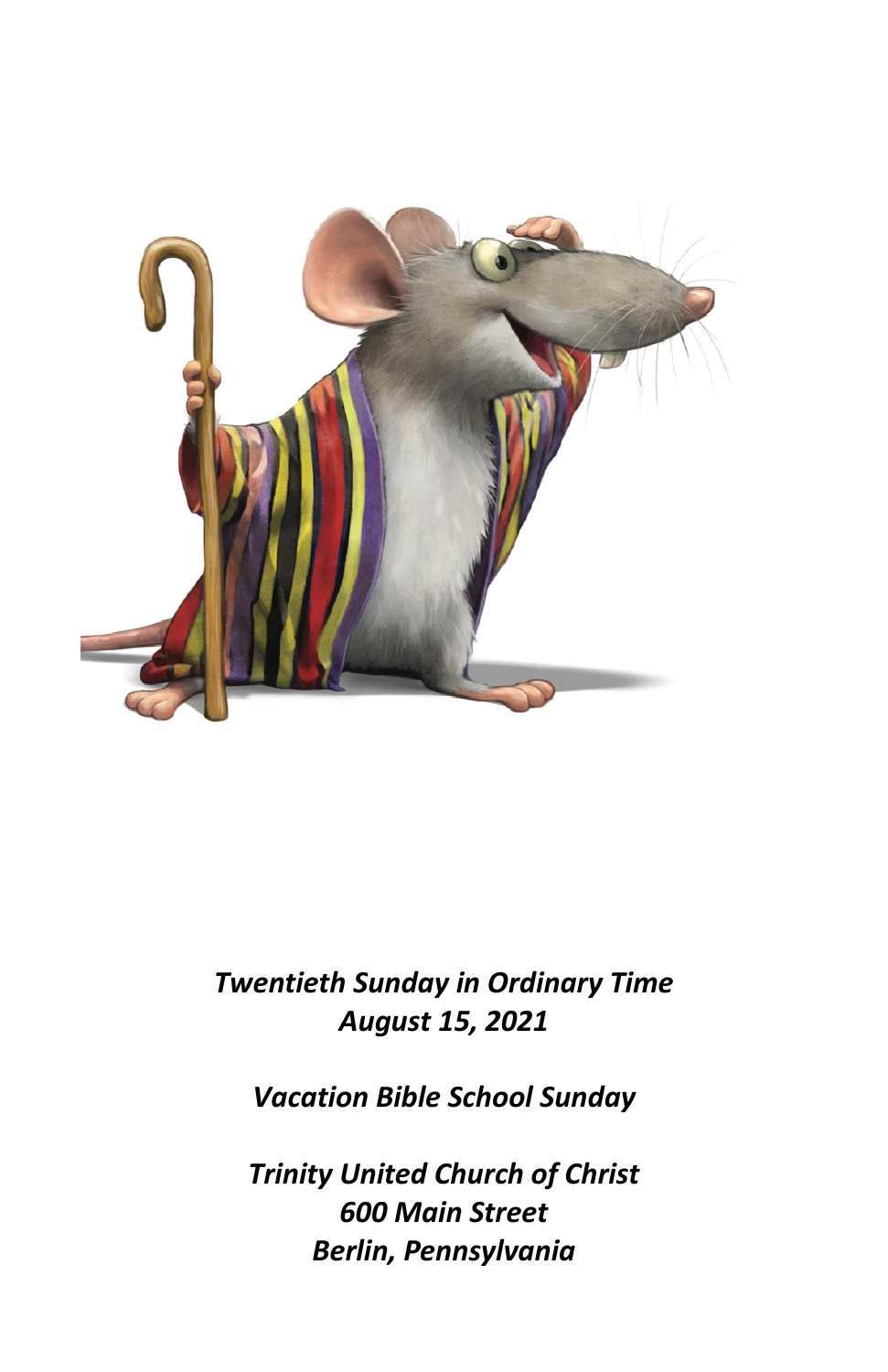*Twentieth Sunday in Ordinary Time*
*August 15, 2021*

*Vacation Bible School Sunday*

*Trinity United Church of Christ*
*600 Main Street*
*Berlin, Pennsylvania*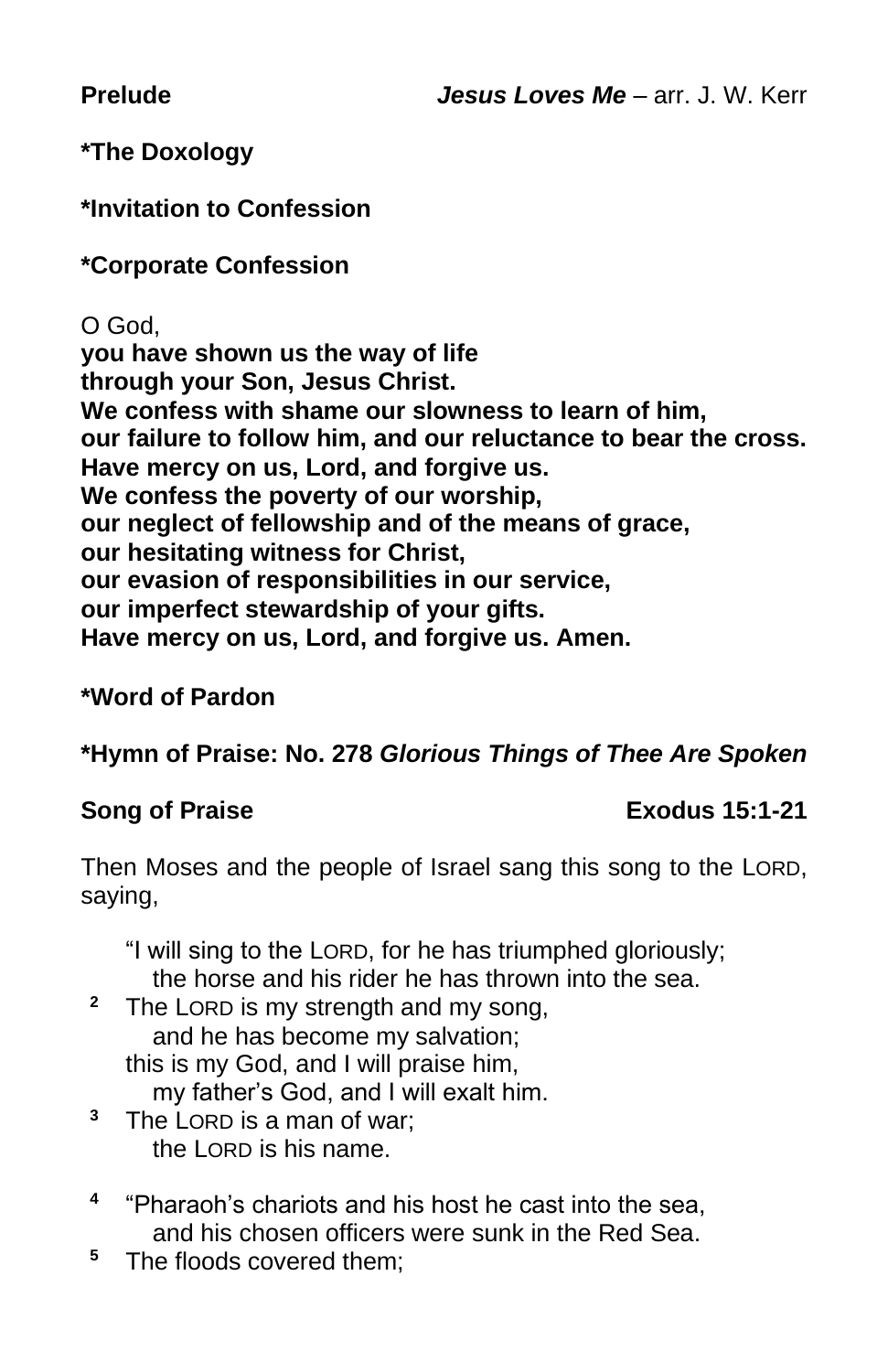**Prelude** ***Jesus Loves Me*** – arr. J. W. Kerr

**\*The Doxology**

**\*Invitation to Confession**

**\*Corporate Confession**

O God,
**you have shown us the way of life**
**through your Son, Jesus Christ.**
**We confess with shame our slowness to learn of him,**
**our failure to follow him, and our reluctance to bear the cross.**
**Have mercy on us, Lord, and forgive us.**
**We confess the poverty of our worship,**
**our neglect of fellowship and of the means of grace,**
**our hesitating witness for Christ,**
**our evasion of responsibilities in our service,**
**our imperfect stewardship of your gifts.**
**Have mercy on us, Lord, and forgive us. Amen.**

**\*Word of Pardon**

**\*Hymn of Praise: No. 278 *Glorious Things of Thee Are Spoken***

**Song of Praise** **Exodus 15:1-21**

Then Moses and the people of Israel sang this song to the LORD, saying,

"I will sing to the LORD, for he has triumphed gloriously;
the horse and his rider he has thrown into the sea.
[2] The LORD is my strength and my song,
and he has become my salvation;
this is my God, and I will praise him,
my father's God, and I will exalt him.
[3] The LORD is a man of war;
the LORD is his name.

[4] "Pharaoh's chariots and his host he cast into the sea,
and his chosen officers were sunk in the Red Sea.
[5] The floods covered them;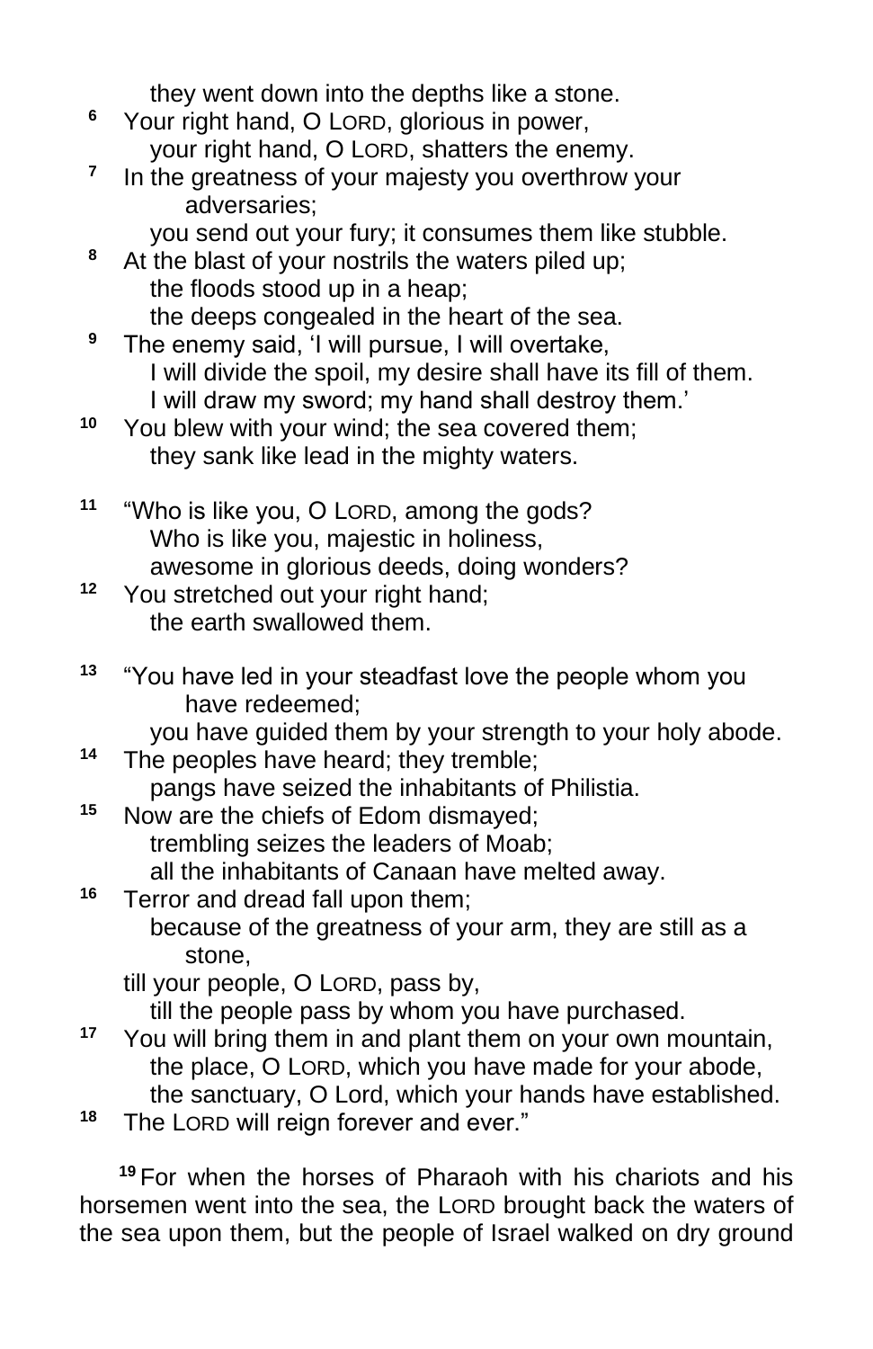they went down into the depths like a stone.

[6] Your right hand, O LORD, glorious in power,
  your right hand, O LORD, shatters the enemy.

[7] In the greatness of your majesty you overthrow your adversaries;
  you send out your fury; it consumes them like stubble.

[8] At the blast of your nostrils the waters piled up;
  the floods stood up in a heap;
  the deeps congealed in the heart of the sea.

[9] The enemy said, 'I will pursue, I will overtake,
  I will divide the spoil, my desire shall have its fill of them.
  I will draw my sword; my hand shall destroy them.'

[10] You blew with your wind; the sea covered them;
  they sank like lead in the mighty waters.

[11] "Who is like you, O LORD, among the gods?
  Who is like you, majestic in holiness,
  awesome in glorious deeds, doing wonders?

[12] You stretched out your right hand;
  the earth swallowed them.

[13] "You have led in your steadfast love the people whom you have redeemed;
  you have guided them by your strength to your holy abode.

[14] The peoples have heard; they tremble;
  pangs have seized the inhabitants of Philistia.

[15] Now are the chiefs of Edom dismayed;
  trembling seizes the leaders of Moab;
  all the inhabitants of Canaan have melted away.

[16] Terror and dread fall upon them;
  because of the greatness of your arm, they are still as a stone,
till your people, O LORD, pass by,
  till the people pass by whom you have purchased.

[17] You will bring them in and plant them on your own mountain,
  the place, O LORD, which you have made for your abode,
  the sanctuary, O Lord, which your hands have established.

[18] The LORD will reign forever and ever."

[19] For when the horses of Pharaoh with his chariots and his horsemen went into the sea, the LORD brought back the waters of the sea upon them, but the people of Israel walked on dry ground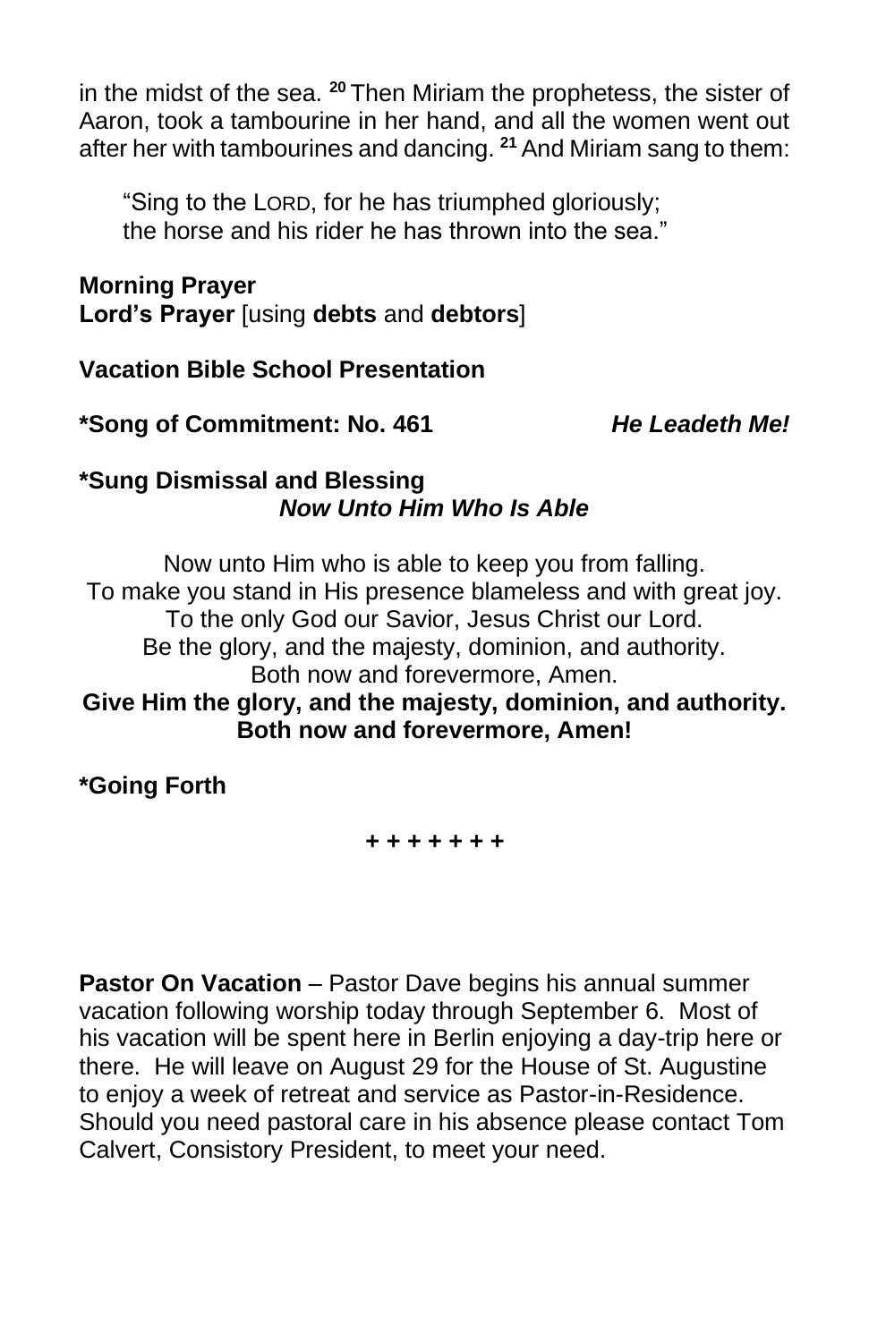in the midst of the sea. [20] Then Miriam the prophetess, the sister of Aaron, took a tambourine in her hand, and all the women went out after her with tambourines and dancing. [21] And Miriam sang to them:

> "Sing to the LORD, for he has triumphed gloriously;
> the horse and his rider he has thrown into the sea."

**Morning Prayer**
**Lord's Prayer** [using **debts** and **debtors**]

**Vacation Bible School Presentation**

**\*Song of Commitment: No. 461** ***He Leadeth Me!***

**\*Sung Dismissal and Blessing**
***Now Unto Him Who Is Able***

Now unto Him who is able to keep you from falling.
To make you stand in His presence blameless and with great joy.
To the only God our Savior, Jesus Christ our Lord.
Be the glory, and the majesty, dominion, and authority.
Both now and forevermore, Amen.
**Give Him the glory, and the majesty, dominion, and authority.**
**Both now and forevermore, Amen!**

**\*Going Forth**

**+ + + + + + +**

**Pastor On Vacation** – Pastor Dave begins his annual summer vacation following worship today through September 6. Most of his vacation will be spent here in Berlin enjoying a day-trip here or there. He will leave on August 29 for the House of St. Augustine to enjoy a week of retreat and service as Pastor-in-Residence. Should you need pastoral care in his absence please contact Tom Calvert, Consistory President, to meet your need.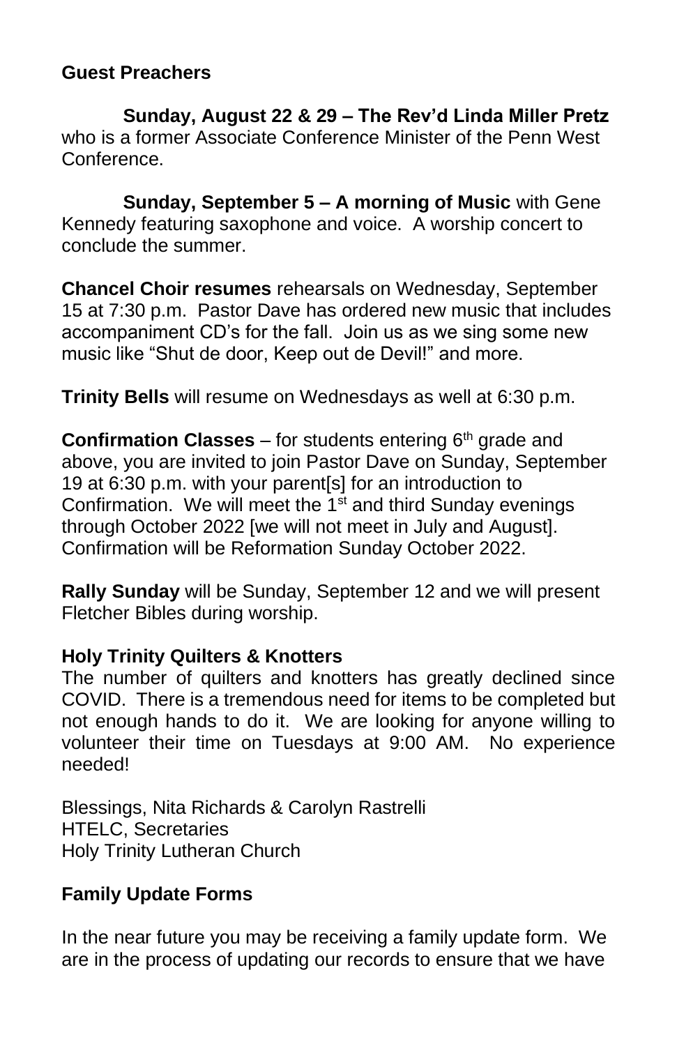**Guest Preachers**

**Sunday, August 22 & 29 – The Rev'd Linda Miller Pretz** who is a former Associate Conference Minister of the Penn West Conference.

**Sunday, September 5 – A morning of Music** with Gene Kennedy featuring saxophone and voice. A worship concert to conclude the summer.

**Chancel Choir resumes** rehearsals on Wednesday, September 15 at 7:30 p.m. Pastor Dave has ordered new music that includes accompaniment CD's for the fall. Join us as we sing some new music like "Shut de door, Keep out de Devil!" and more.

**Trinity Bells** will resume on Wednesdays as well at 6:30 p.m.

**Confirmation Classes** – for students entering 6th grade and above, you are invited to join Pastor Dave on Sunday, September 19 at 6:30 p.m. with your parent[s] for an introduction to Confirmation. We will meet the 1st and third Sunday evenings through October 2022 [we will not meet in July and August]. Confirmation will be Reformation Sunday October 2022.

**Rally Sunday** will be Sunday, September 12 and we will present Fletcher Bibles during worship.

**Holy Trinity Quilters & Knotters**

The number of quilters and knotters has greatly declined since COVID. There is a tremendous need for items to be completed but not enough hands to do it. We are looking for anyone willing to volunteer their time on Tuesdays at 9:00 AM. No experience needed!

Blessings, Nita Richards & Carolyn Rastrelli
HTELC, Secretaries
Holy Trinity Lutheran Church

**Family Update Forms**

In the near future you may be receiving a family update form. We are in the process of updating our records to ensure that we have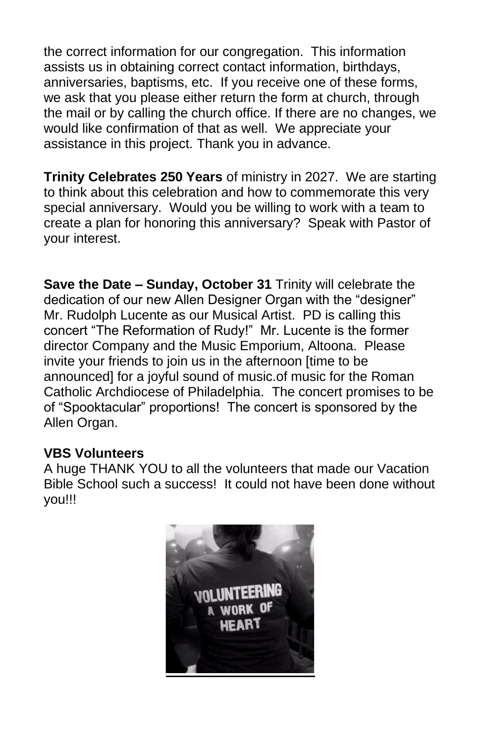the correct information for our congregation. This information assists us in obtaining correct contact information, birthdays, anniversaries, baptisms, etc. If you receive one of these forms, we ask that you please either return the form at church, through the mail or by calling the church office. If there are no changes, we would like confirmation of that as well. We appreciate your assistance in this project. Thank you in advance.

**Trinity Celebrates 250 Years** of ministry in 2027. We are starting to think about this celebration and how to commemorate this very special anniversary. Would you be willing to work with a team to create a plan for honoring this anniversary? Speak with Pastor of your interest.

**Save the Date – Sunday, October 31** Trinity will celebrate the dedication of our new Allen Designer Organ with the "designer" Mr. Rudolph Lucente as our Musical Artist. PD is calling this concert "The Reformation of Rudy!" Mr. Lucente is the former director Company and the Music Emporium, Altoona. Please invite your friends to join us in the afternoon [time to be announced] for a joyful sound of music.of music for the Roman Catholic Archdiocese of Philadelphia. The concert promises to be of "Spooktacular" proportions! The concert is sponsored by the Allen Organ.

**VBS Volunteers**

A huge THANK YOU to all the volunteers that made our Vacation Bible School such a success! It could not have been done without you!!!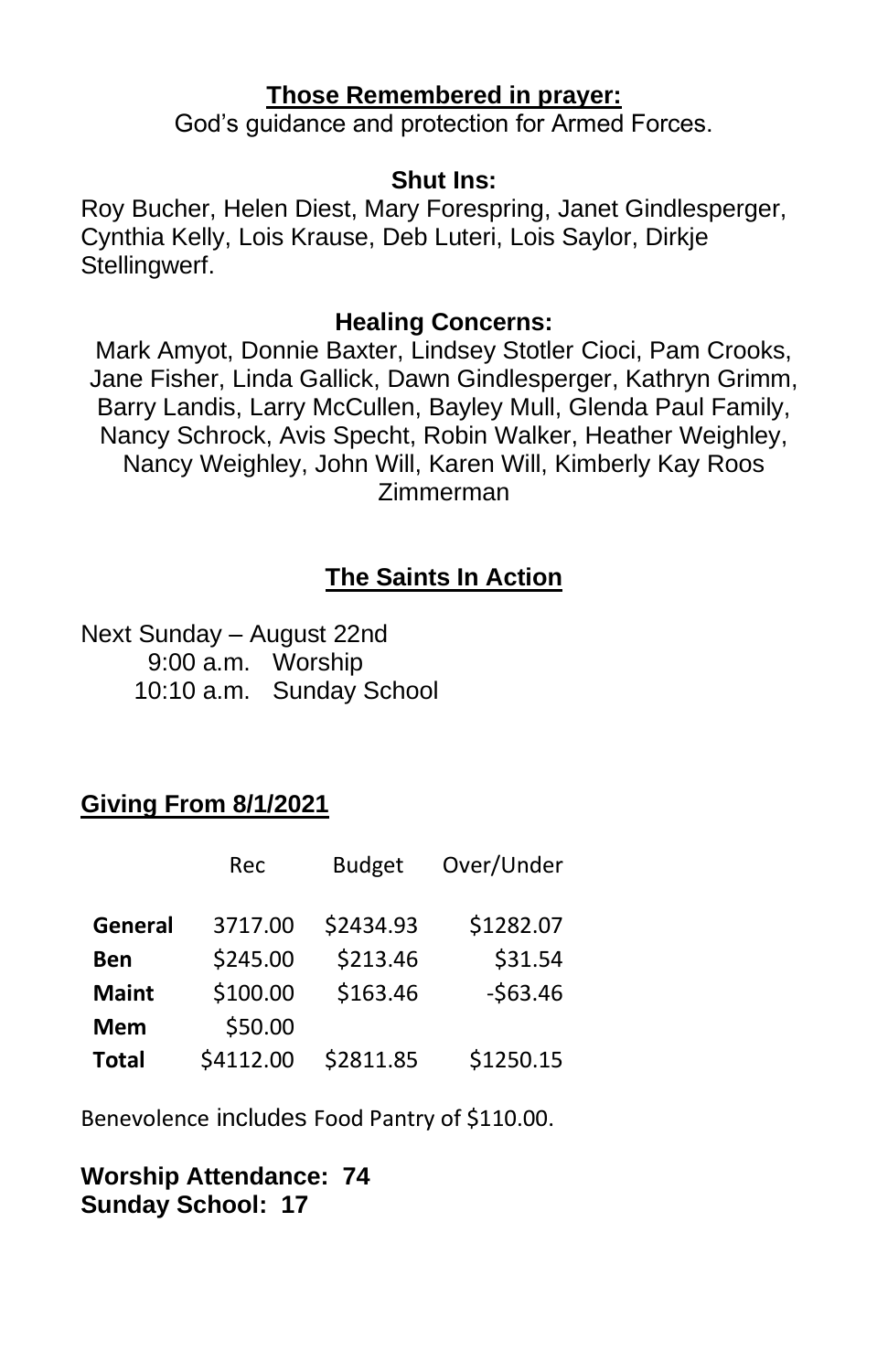**Those Remembered in prayer:**

God's guidance and protection for Armed Forces.

**Shut Ins:**

Roy Bucher, Helen Diest, Mary Forespring, Janet Gindlesperger, Cynthia Kelly, Lois Krause, Deb Luteri, Lois Saylor, Dirkje Stellingwerf.

**Healing Concerns:**

Mark Amyot, Donnie Baxter, Lindsey Stotler Cioci, Pam Crooks, Jane Fisher, Linda Gallick, Dawn Gindlesperger, Kathryn Grimm, Barry Landis, Larry McCullen, Bayley Mull, Glenda Paul Family, Nancy Schrock, Avis Specht, Robin Walker, Heather Weighley, Nancy Weighley, John Will, Karen Will, Kimberly Kay Roos Zimmerman

## The Saints In Action

Next Sunday – August 22nd

9:00 a.m. Worship

10:10 a.m. Sunday School

**Giving From 8/1/2021**

| | Rec | Budget | Over/Under |
|---|---|---|---|
| **General** | 3717.00 | $2434.93 | $1282.07 |
| **Ben** | $245.00 | $213.46 | $31.54 |
| **Maint** | $100.00 | $163.46 | -$63.46 |
| **Mem** | $50.00 | | |
| **Total** | $4112.00 | $2811.85 | $1250.15 |

Benevolence includes Food Pantry of $110.00.

**Worship Attendance: 74**
**Sunday School: 17**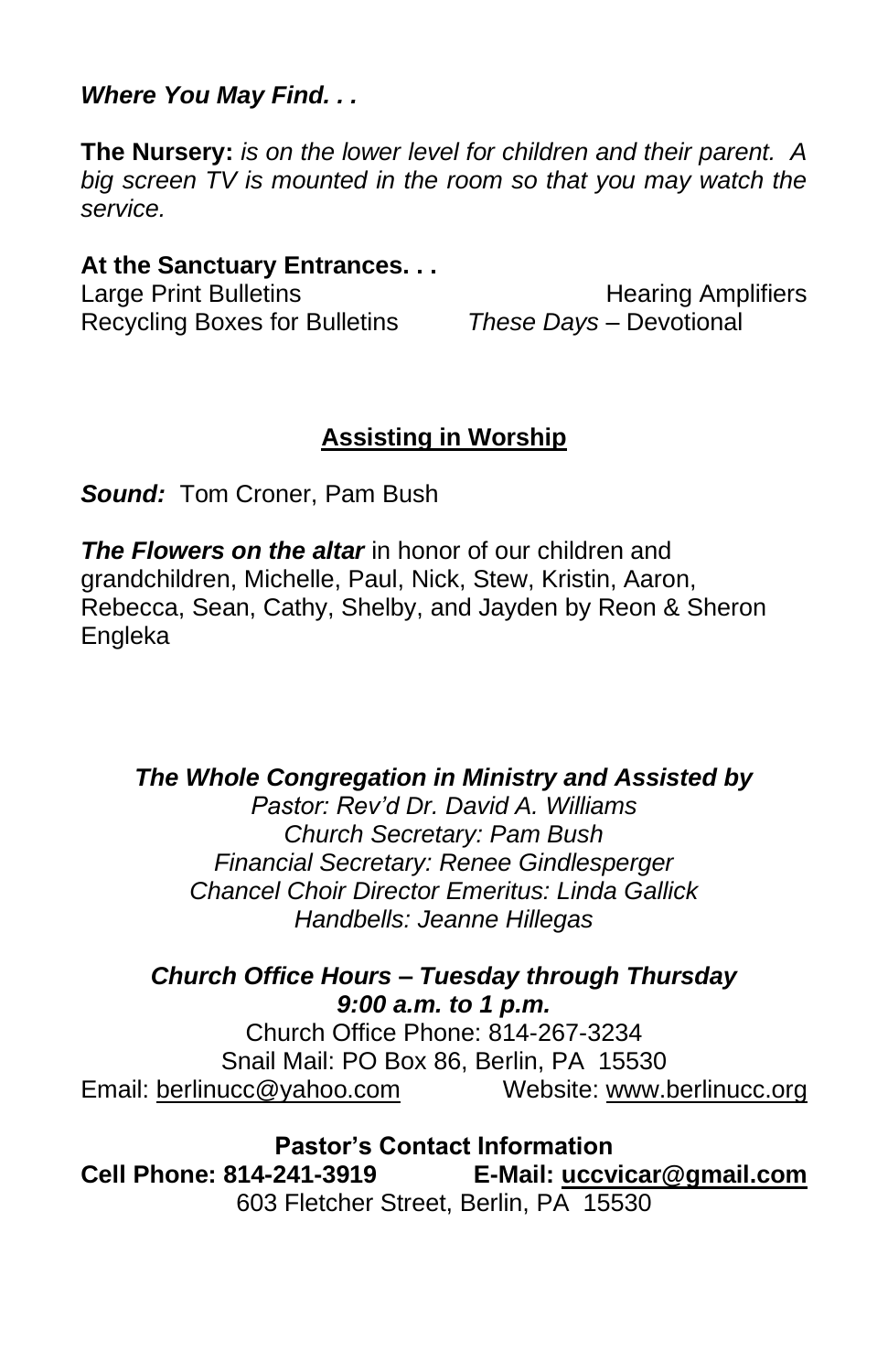***Where You May Find. . .***

**The Nursery:** *is on the lower level for children and their parent. A big screen TV is mounted in the room so that you may watch the service.*

**At the Sanctuary Entrances. . .**

Large Print Bulletins
Hearing Amplifiers
Recycling Boxes for Bulletins
*These Days* – Devotional

## Assisting in Worship

***Sound:*** Tom Croner, Pam Bush

***The Flowers on the altar*** in honor of our children and grandchildren, Michelle, Paul, Nick, Stew, Kristin, Aaron, Rebecca, Sean, Cathy, Shelby, and Jayden by Reon & Sheron Engleka

***The Whole Congregation in Ministry and Assisted by***

*Pastor: Rev'd Dr. David A. Williams*
*Church Secretary: Pam Bush*
*Financial Secretary: Renee Gindlesperger*
*Chancel Choir Director Emeritus: Linda Gallick*
*Handbells: Jeanne Hillegas*

***Church Office Hours – Tuesday through Thursday 9:00 a.m. to 1 p.m.***

Church Office Phone: 814-267-3234
Snail Mail: PO Box 86, Berlin, PA 15530
Email: berlinucc@yahoo.com Website: www.berlinucc.org

**Pastor's Contact Information**

**Cell Phone: 814-241-3919 E-Mail: uccvicar@gmail.com**

603 Fletcher Street, Berlin, PA 15530